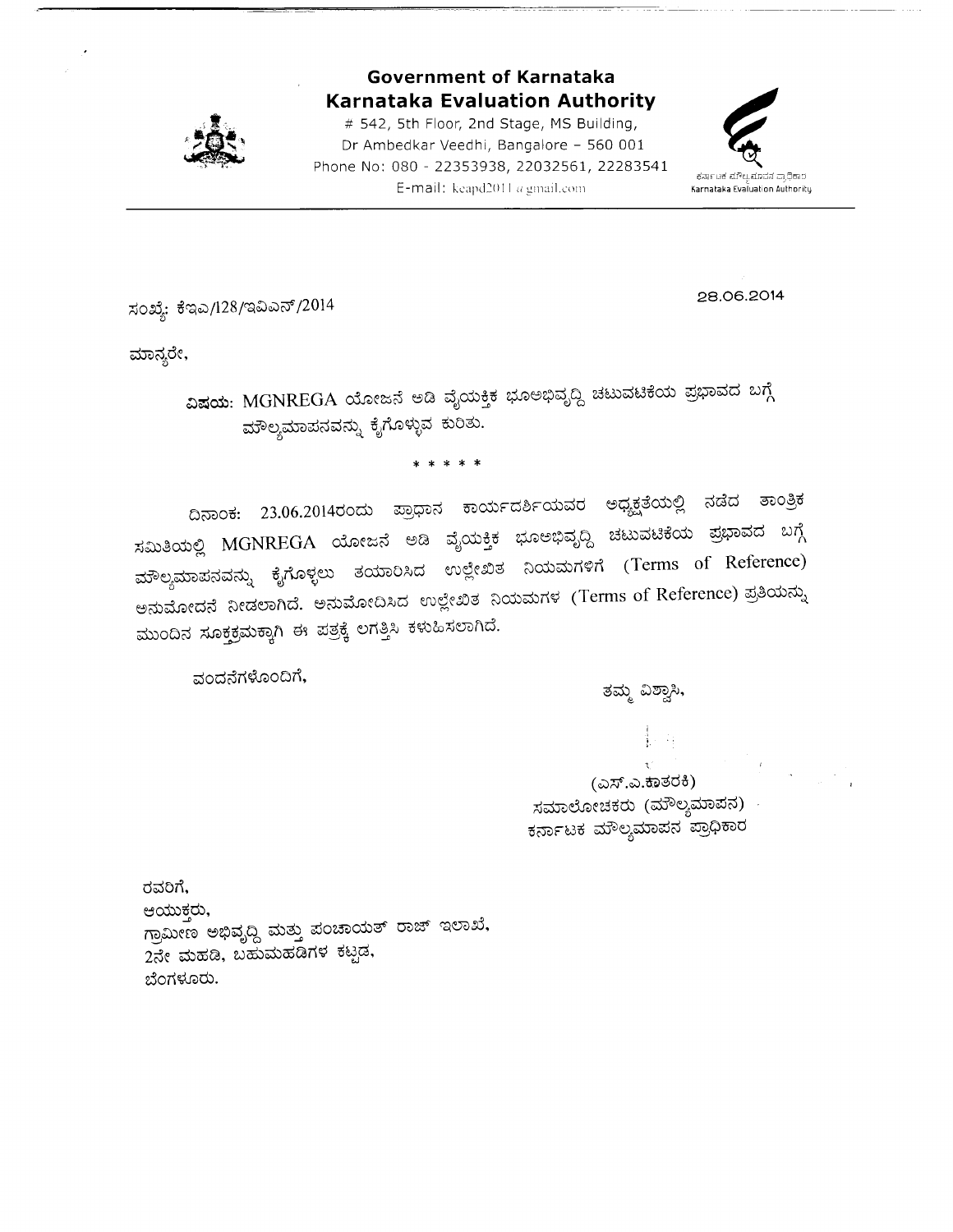# Government of Karnataka
## Karnataka Evaluation Authority

# 542, 5th Floor, 2nd Stage, MS Building,
Dr Ambedkar Veedhi, Bangalore – 560 001
Phone No: 080 - 22353938, 22032561, 22283541
E-mail: keapd2011@gmail.com

ಕರ್ನಾಟಕ ಮೌಲ್ಯಮಾಪನ ಪ್ರಾಧಿಕಾರ
Karnataka Evaluation Authority

---

ಸಂಖ್ಯೆ: ಕೆಇಎ/128/ಇವಿಎನ್/2014

28.06.2014

ಮಾನ್ಯರೇ,

**ವಿಷಯ:** MGNREGA ಯೋಜನೆ ಅಡಿ ವೈಯಕ್ತಿಕ ಭೂಅಭಿವೃದ್ಧಿ ಚಟುವಟಿಕೆಯ ಪ್ರಭಾವದ ಬಗ್ಗೆ ಮೌಲ್ಯಮಾಪನವನ್ನು ಕೈಗೊಳ್ಳುವ ಕುರಿತು.

\* \* \* \* \*

ದಿನಾಂಕ: 23.06.2014ರಂದು ಪ್ರಾಧಾನ ಕಾರ್ಯದರ್ಶಿಯವರ ಅಧ್ಯಕ್ಷತೆಯಲ್ಲಿ ನಡೆದ ತಾಂತ್ರಿಕ ಸಮಿತಿಯಲ್ಲಿ MGNREGA ಯೋಜನೆ ಅಡಿ ವೈಯಕ್ತಿಕ ಭೂಅಭಿವೃದ್ಧಿ ಚಟುವಟಿಕೆಯ ಪ್ರಭಾವದ ಬಗ್ಗೆ ಮೌಲ್ಯಮಾಪನವನ್ನು ಕೈಗೊಳ್ಳಲು ತಯಾರಿಸಿದ ಉಲ್ಲೇಖಿತ ನಿಯಮಗಳಿಗೆ (Terms of Reference) ಅನುಮೋದನೆ ನೀಡಲಾಗಿದೆ. ಅನುಮೋದಿಸಿದ ಉಲ್ಲೇಖಿತ ನಿಯಮಗಳ (Terms of Reference) ಪ್ರತಿಯನ್ನು ಮುಂದಿನ ಸೂಕ್ತಕ್ರಮಕ್ಕಾಗಿ ಈ ಪತ್ರಕ್ಕೆ ಲಗತ್ತಿಸಿ ಕಳುಹಿಸಲಾಗಿದೆ.

ವಂದನೆಗಳೊಂದಿಗೆ,

ತಮ್ಮ ವಿಶ್ವಾಸಿ,

(ಎಸ್.ಎ.ಕಾತರಕಿ)
ಸಮಾಲೋಚಕರು (ಮೌಲ್ಯಮಾಪನ)
ಕರ್ನಾಟಕ ಮೌಲ್ಯಮಾಪನ ಪ್ರಾಧಿಕಾರ

ರವರಿಗೆ,
ಆಯುಕ್ತರು,
ಗ್ರಾಮೀಣ ಅಭಿವೃದ್ಧಿ ಮತ್ತು ಪಂಚಾಯತ್ ರಾಜ್ ಇಲಾಖೆ,
2ನೇ ಮಹಡಿ, ಬಹುಮಹಡಿಗಳ ಕಟ್ಟಡ,
ಬೆಂಗಳೂರು.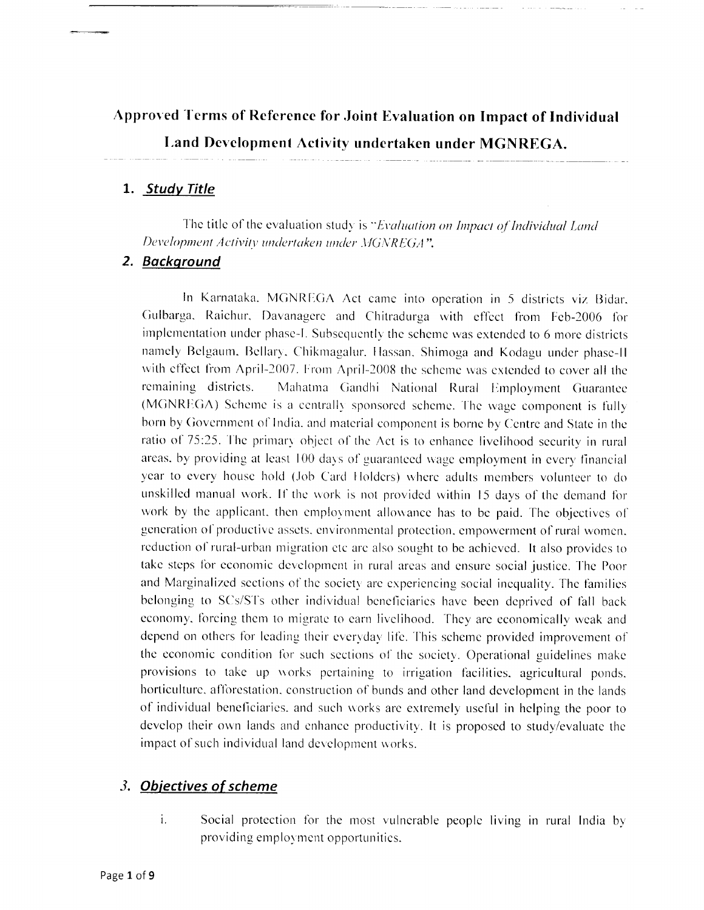# Approved Terms of Reference for Joint Evaluation on Impact of Individual Land Development Activity undertaken under MGNREGA.

## 1. Study Title

The title of the evaluation study is "*Evaluation on Impact of Individual Land Development Activity undertaken under MGNREGA*".

## 2. Background

In Karnataka, MGNREGA Act came into operation in 5 districts viz Bidar, Gulbarga, Raichur, Davanagere and Chitradurga with effect from Feb-2006 for implementation under phase-I. Subsequently the scheme was extended to 6 more districts namely Belgaum, Bellary, Chikmagalur, Hassan, Shimoga and Kodagu under phase-II with effect from April-2007. From April-2008 the scheme was extended to cover all the remaining districts. Mahatma Gandhi National Rural Employment Guarantee (MGNREGA) Scheme is a centrally sponsored scheme. The wage component is fully born by Government of India, and material component is borne by Centre and State in the ratio of 75:25. The primary object of the Act is to enhance livelihood security in rural areas, by providing at least 100 days of guaranteed wage employment in every financial year to every house hold (Job Card Holders) where adults members volunteer to do unskilled manual work. If the work is not provided within 15 days of the demand for work by the applicant, then employment allowance has to be paid. The objectives of generation of productive assets, environmental protection, empowerment of rural women, reduction of rural-urban migration etc are also sought to be achieved. It also provides to take steps for economic development in rural areas and ensure social justice. The Poor and Marginalized sections of the society are experiencing social inequality. The families belonging to SCs/STs other individual beneficiaries have been deprived of fall back economy, forcing them to migrate to earn livelihood. They are economically weak and depend on others for leading their everyday life. This scheme provided improvement of the economic condition for such sections of the society. Operational guidelines make provisions to take up works pertaining to irrigation facilities, agricultural ponds, horticulture, afforestation, construction of bunds and other land development in the lands of individual beneficiaries, and such works are extremely useful in helping the poor to develop their own lands and enhance productivity. It is proposed to study/evaluate the impact of such individual land development works.

## 3. Objectives of scheme

i. Social protection for the most vulnerable people living in rural India by providing employment opportunities.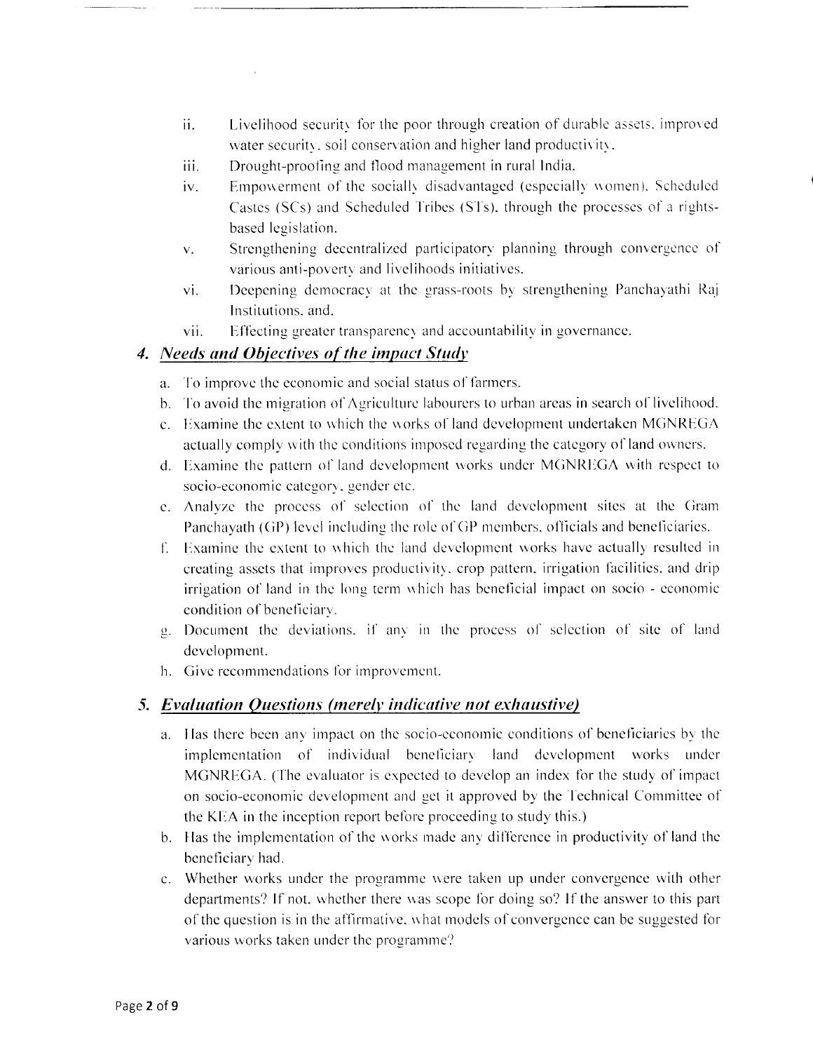ii. Livelihood security for the poor through creation of durable assets, improved water security, soil conservation and higher land productivity.

iii. Drought-proofing and flood management in rural India.

iv. Empowerment of the socially disadvantaged (especially women), Scheduled Castes (SCs) and Scheduled Tribes (STs), through the processes of a rights-based legislation.

v. Strengthening decentralized participatory planning through convergence of various anti-poverty and livelihoods initiatives.

vi. Deepening democracy at the grass-roots by strengthening Panchayathi Raj Institutions, and.

vii. Effecting greater transparency and accountability in governance.

## 4. *Needs and Objectives of the impact Study*

a. To improve the economic and social status of farmers.

b. To avoid the migration of Agriculture labourers to urban areas in search of livelihood.

c. Examine the extent to which the works of land development undertaken MGNREGA actually comply with the conditions imposed regarding the category of land owners.

d. Examine the pattern of land development works under MGNREGA with respect to socio-economic category, gender etc.

e. Analyze the process of selection of the land development sites at the Gram Panchayath (GP) level including the role of GP members, officials and beneficiaries.

f. Examine the extent to which the land development works have actually resulted in creating assets that improves productivity, crop pattern, irrigation facilities, and drip irrigation of land in the long term which has beneficial impact on socio - economic condition of beneficiary.

g. Document the deviations, if any in the process of selection of site of land development.

h. Give recommendations for improvement.

## 5. *Evaluation Questions (merely indicative not exhaustive)*

a. Has there been any impact on the socio-economic conditions of beneficiaries by the implementation of individual beneficiary land development works under MGNREGA. (The evaluator is expected to develop an index for the study of impact on socio-economic development and get it approved by the Technical Committee of the KEA in the inception report before proceeding to study this.)

b. Has the implementation of the works made any difference in productivity of land the beneficiary had.

c. Whether works under the programme were taken up under convergence with other departments? If not, whether there was scope for doing so? If the answer to this part of the question is in the affirmative, what models of convergence can be suggested for various works taken under the programme?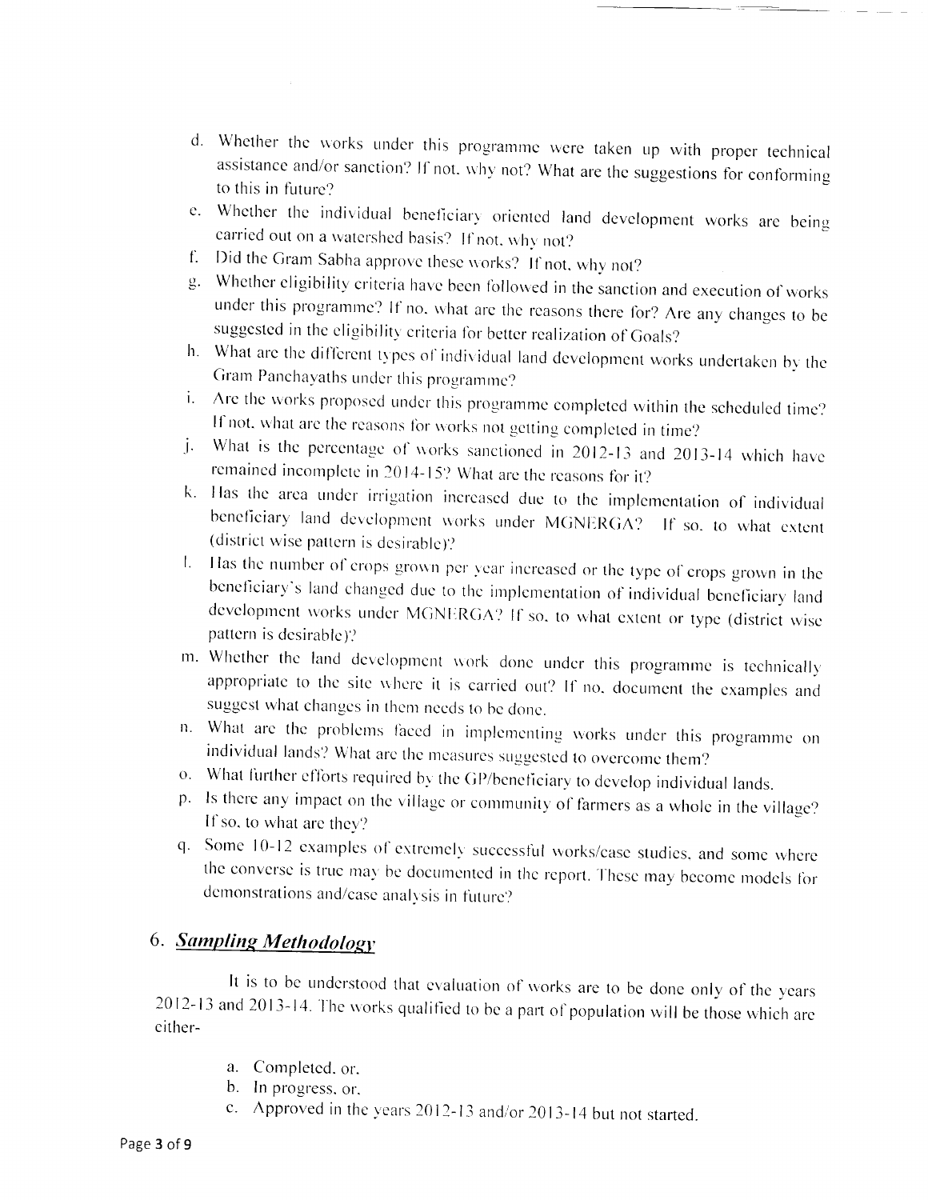d. Whether the works under this programme were taken up with proper technical assistance and/or sanction? If not, why not? What are the suggestions for conforming to this in future?
e. Whether the individual beneficiary oriented land development works are being carried out on a watershed basis? If not, why not?
f. Did the Gram Sabha approve these works? If not, why not?
g. Whether eligibility criteria have been followed in the sanction and execution of works under this programme? If no, what are the reasons there for? Are any changes to be suggested in the eligibility criteria for better realization of Goals?
h. What are the different types of individual land development works undertaken by the Gram Panchayaths under this programme?
i. Are the works proposed under this programme completed within the scheduled time? If not, what are the reasons for works not getting completed in time?
j. What is the percentage of works sanctioned in 2012-13 and 2013-14 which have remained incomplete in 2014-15? What are the reasons for it?
k. Has the area under irrigation increased due to the implementation of individual beneficiary land development works under MGNERGA? If so, to what extent (district wise pattern is desirable)?
l. Has the number of crops grown per year increased or the type of crops grown in the beneficiary's land changed due to the implementation of individual beneficiary land development works under MGNERGA? If so, to what extent or type (district wise pattern is desirable)?
m. Whether the land development work done under this programme is technically appropriate to the site where it is carried out? If no, document the examples and suggest what changes in them needs to be done.
n. What are the problems faced in implementing works under this programme on individual lands? What are the measures suggested to overcome them?
o. What further efforts required by the GP/beneficiary to develop individual lands.
p. Is there any impact on the village or community of farmers as a whole in the village? If so, to what are they?
q. Some 10-12 examples of extremely successful works/case studies, and some where the converse is true may be documented in the report. These may become models for demonstrations and/case analysis in future?

## 6. ***Sampling Methodology***

It is to be understood that evaluation of works are to be done only of the years 2012-13 and 2013-14. The works qualified to be a part of population will be those which are either-

a. Completed, or,
b. In progress, or,
c. Approved in the years 2012-13 and/or 2013-14 but not started.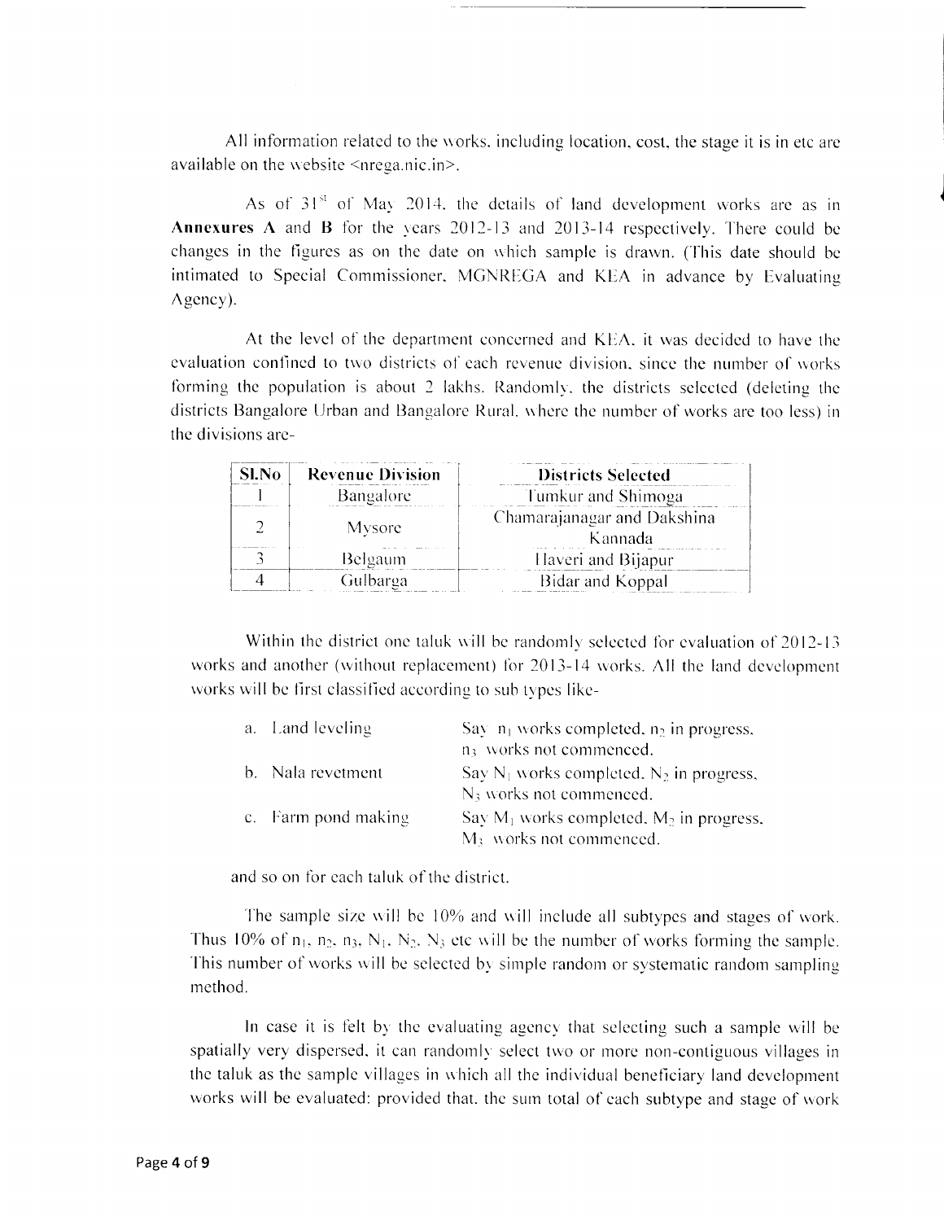All information related to the works, including location, cost, the stage it is in etc are available on the website <nrega.nic.in>.

As of 31[st] of May 2014, the details of land development works are as in **Annexures A** and **B** for the years 2012-13 and 2013-14 respectively. There could be changes in the figures as on the date on which sample is drawn. (This date should be intimated to Special Commissioner, MGNREGA and KEA in advance by Evaluating Agency).

At the level of the department concerned and KEA, it was decided to have the evaluation confined to two districts of each revenue division, since the number of works forming the population is about 2 lakhs. Randomly, the districts selected (deleting the districts Bangalore Urban and Bangalore Rural, where the number of works are too less) in the divisions are-

| Sl.No | Revenue Division | Districts Selected |
|---|---|---|
| 1 | Bangalore | Tumkur and Shimoga |
| 2 | Mysore | Chamarajanagar and Dakshina Kannada |
| 3 | Belgaum | Haveri and Bijapur |
| 4 | Gulbarga | Bidar and Koppal |

Within the district one taluk will be randomly selected for evaluation of 2012-13 works and another (without replacement) for 2013-14 works. All the land development works will be first classified according to sub types like-

a. Land leveling — Say $n_1$ works completed, $n_2$ in progress, $n_3$ works not commenced.

b. Nala revetment — Say $N_1$ works completed, $N_2$ in progress, $N_3$ works not commenced.

c. Farm pond making — Say $M_1$ works completed, $M_2$ in progress, $M_3$ works not commenced.

and so on for each taluk of the district.

The sample size will be 10% and will include all subtypes and stages of work. Thus 10% of $n_1$, $n_2$, $n_3$, $N_1$, $N_2$, $N_3$ etc will be the number of works forming the sample. This number of works will be selected by simple random or systematic random sampling method.

In case it is felt by the evaluating agency that selecting such a sample will be spatially very dispersed, it can randomly select two or more non-contiguous villages in the taluk as the sample villages in which all the individual beneficiary land development works will be evaluated: provided that, the sum total of each subtype and stage of work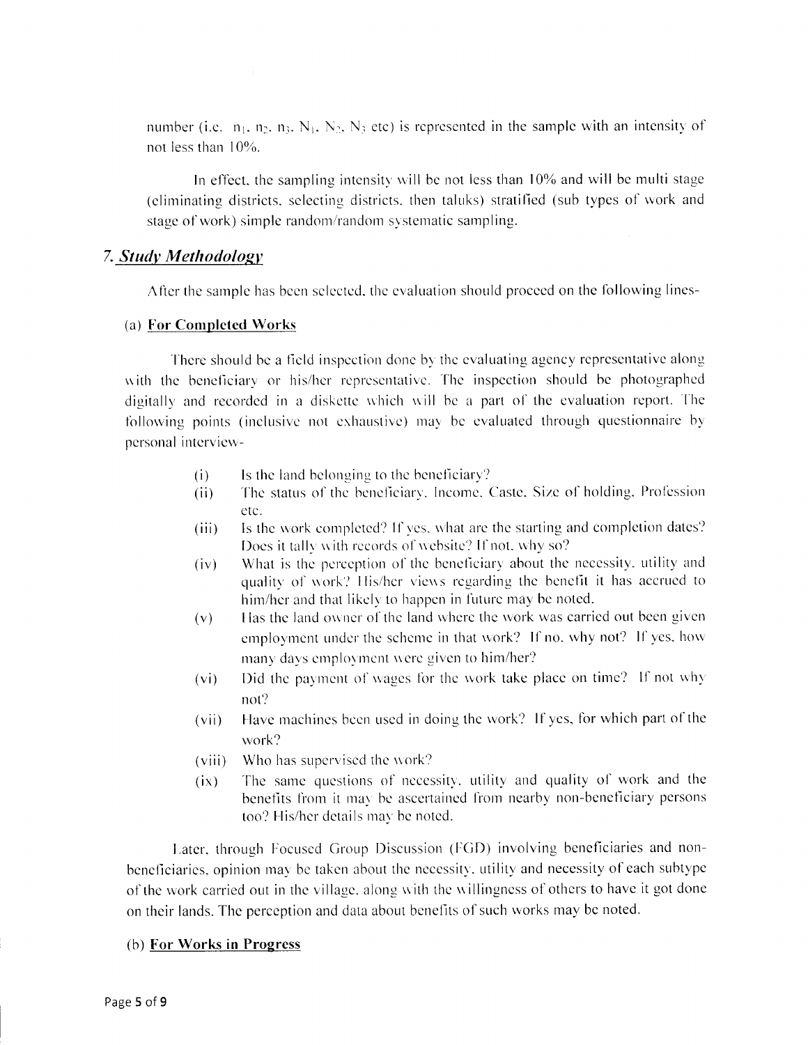number (i.e. $n_1$, $n_2$, $n_3$, $N_1$, $N_2$, $N_3$ etc) is represented in the sample with an intensity of not less than 10%.

In effect, the sampling intensity will be not less than 10% and will be multi stage (eliminating districts, selecting districts, then taluks) stratified (sub types of work and stage of work) simple random/random systematic sampling.

## 7. *Study Methodology*

After the sample has been selected, the evaluation should proceed on the following lines-

### (a) For Completed Works

There should be a field inspection done by the evaluating agency representative along with the beneficiary or his/her representative. The inspection should be photographed digitally and recorded in a diskette which will be a part of the evaluation report. The following points (inclusive not exhaustive) may be evaluated through questionnaire by personal interview-

(i) Is the land belonging to the beneficiary?

(ii) The status of the beneficiary, Income, Caste, Size of holding, Profession etc.

(iii) Is the work completed? If yes, what are the starting and completion dates? Does it tally with records of website? If not, why so?

(iv) What is the perception of the beneficiary about the necessity, utility and quality of work? His/her views regarding the benefit it has accrued to him/her and that likely to happen in future may be noted.

(v) Has the land owner of the land where the work was carried out been given employment under the scheme in that work? If no, why not? If yes, how many days employment were given to him/her?

(vi) Did the payment of wages for the work take place on time? If not why not?

(vii) Have machines been used in doing the work? If yes, for which part of the work?

(viii) Who has supervised the work?

(ix) The same questions of necessity, utility and quality of work and the benefits from it may be ascertained from nearby non-beneficiary persons too? His/her details may be noted.

Later, through Focused Group Discussion (FGD) involving beneficiaries and non-beneficiaries, opinion may be taken about the necessity, utility and necessity of each subtype of the work carried out in the village, along with the willingness of others to have it got done on their lands. The perception and data about benefits of such works may be noted.

### (b) For Works in Progress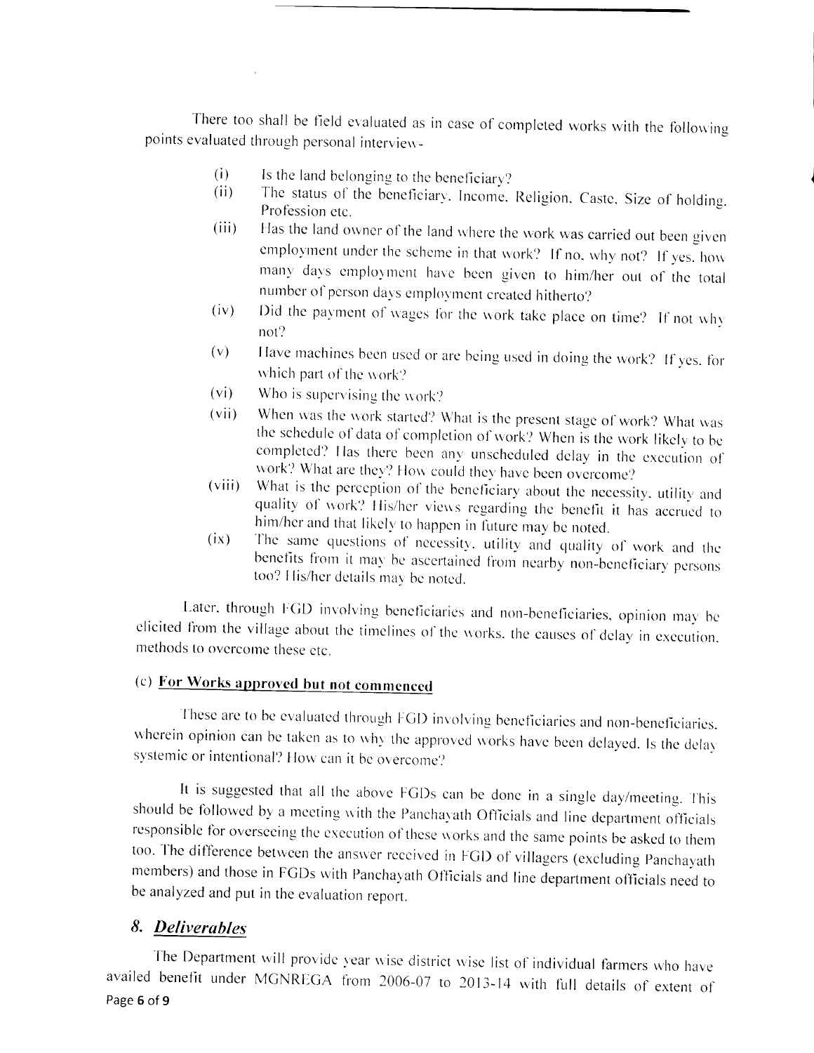There too shall be field evaluated as in case of completed works with the following points evaluated through personal interview-

- (i) Is the land belonging to the beneficiary?
- (ii) The status of the beneficiary, Income, Religion, Caste, Size of holding, Profession etc.
- (iii) Has the land owner of the land where the work was carried out been given employment under the scheme in that work? If no, why not? If yes, how many days employment have been given to him/her out of the total number of person days employment created hitherto?
- (iv) Did the payment of wages for the work take place on time? If not why not?
- (v) Have machines been used or are being used in doing the work? If yes, for which part of the work?
- (vi) Who is supervising the work?
- (vii) When was the work started? What is the present stage of work? What was the schedule of data of completion of work? When is the work likely to be completed? Has there been any unscheduled delay in the execution of work? What are they? How could they have been overcome?
- (viii) What is the perception of the beneficiary about the necessity, utility and quality of work? His/her views regarding the benefit it has accrued to him/her and that likely to happen in future may be noted.
- (ix) The same questions of necessity, utility and quality of work and the benefits from it may be ascertained from nearby non-beneficiary persons too? His/her details may be noted.

Later, through FGD involving beneficiaries and non-beneficiaries, opinion may be elicited from the village about the timelines of the works, the causes of delay in execution, methods to overcome these etc.

### (c) For Works approved but not commenced

These are to be evaluated through FGD involving beneficiaries and non-beneficiaries, wherein opinion can be taken as to why the approved works have been delayed. Is the delay systemic or intentional? How can it be overcome?

It is suggested that all the above FGDs can be done in a single day/meeting. This should be followed by a meeting with the Panchayath Officials and line department officials responsible for overseeing the execution of these works and the same points be asked to them too. The difference between the answer received in FGD of villagers (excluding Panchayath members) and those in FGDs with Panchayath Officials and line department officials need to be analyzed and put in the evaluation report.

## 8. *Deliverables*

The Department will provide year wise district wise list of individual farmers who have availed benefit under MGNREGA from 2006-07 to 2013-14 with full details of extent of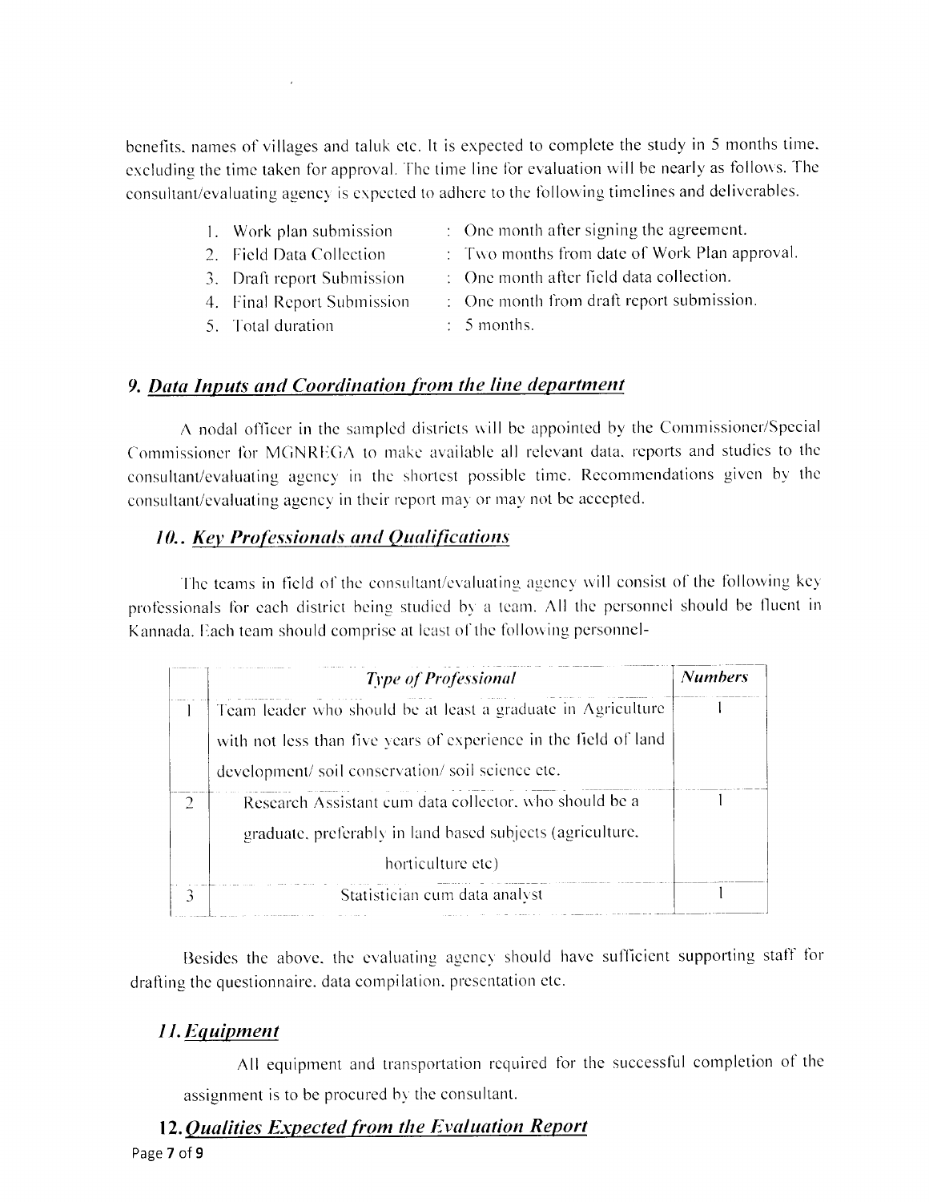benefits, names of villages and taluk etc. It is expected to complete the study in 5 months time, excluding the time taken for approval. The time line for evaluation will be nearly as follows. The consultant/evaluating agency is expected to adhere to the following timelines and deliverables.

1. Work plan submission : One month after signing the agreement.
2. Field Data Collection : Two months from date of Work Plan approval.
3. Draft report Submission : One month after field data collection.
4. Final Report Submission : One month from draft report submission.
5. Total duration : 5 months.

## 9. *Data Inputs and Coordination from the line department*

A nodal officer in the sampled districts will be appointed by the Commissioner/Special Commissioner for MGNREGA to make available all relevant data, reports and studies to the consultant/evaluating agency in the shortest possible time. Recommendations given by the consultant/evaluating agency in their report may or may not be accepted.

## 10.. *Key Professionals and Qualifications*

The teams in field of the consultant/evaluating agency will consist of the following key professionals for each district being studied by a team. All the personnel should be fluent in Kannada. Each team should comprise at least of the following personnel-

| | *Type of Professional* | *Numbers* |
|---|---|---|
| 1 | Team leader who should be at least a graduate in Agriculture with not less than five years of experience in the field of land development/ soil conservation/ soil science etc. | 1 |
| 2 | Research Assistant cum data collector, who should be a graduate, preferably in land based subjects (agriculture, horticulture etc) | 1 |
| 3 | Statistician cum data analyst | 1 |

Besides the above, the evaluating agency should have sufficient supporting staff for drafting the questionnaire, data compilation, presentation etc.

## 11. *Equipment*

All equipment and transportation required for the successful completion of the assignment is to be procured by the consultant.

## 12. *Qualities Expected from the Evaluation Report*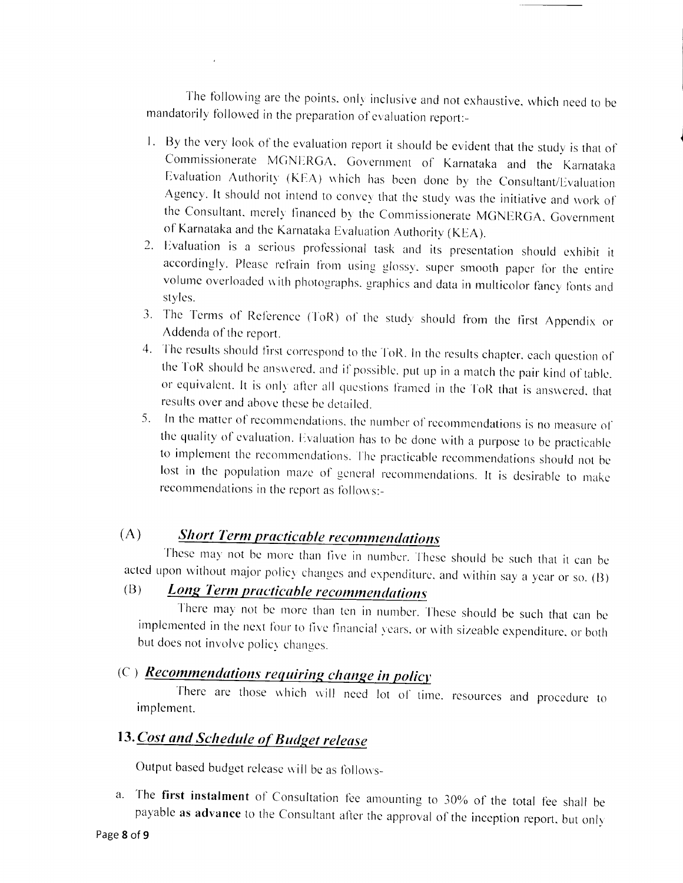The following are the points, only inclusive and not exhaustive, which need to be mandatorily followed in the preparation of evaluation report:-

1. By the very look of the evaluation report it should be evident that the study is that of Commissionerate MGNERGA, Government of Karnataka and the Karnataka Evaluation Authority (KEA) which has been done by the Consultant/Evaluation Agency. It should not intend to convey that the study was the initiative and work of the Consultant, merely financed by the Commissionerate MGNERGA, Government of Karnataka and the Karnataka Evaluation Authority (KEA).
2. Evaluation is a serious professional task and its presentation should exhibit it accordingly. Please refrain from using glossy, super smooth paper for the entire volume overloaded with photographs, graphics and data in multicolor fancy fonts and styles.
3. The Terms of Reference (ToR) of the study should from the first Appendix or Addenda of the report.
4. The results should first correspond to the ToR. In the results chapter, each question of the ToR should be answered, and if possible, put up in a match the pair kind of table, or equivalent. It is only after all questions framed in the ToR that is answered, that results over and above these be detailed.
5. In the matter of recommendations, the number of recommendations is no measure of the quality of evaluation. Evaluation has to be done with a purpose to be practicable to implement the recommendations. The practicable recommendations should not be lost in the population maze of general recommendations. It is desirable to make recommendations in the report as follows:-

(A) ***Short Term practicable recommendations***

These may not be more than five in number. These should be such that it can be acted upon without major policy changes and expenditure, and within say a year or so. (B)

(B) ***Long Term practicable recommendations***

There may not be more than ten in number. These should be such that can be implemented in the next four to five financial years, or with sizeable expenditure, or both but does not involve policy changes.

(C) ***Recommendations requiring change in policy***

There are those which will need lot of time, resources and procedure to implement.

## 13. *Cost and Schedule of Budget release*

Output based budget release will be as follows-

a. The **first instalment** of Consultation fee amounting to 30% of the total fee shall be payable **as advance** to the Consultant after the approval of the inception report, but only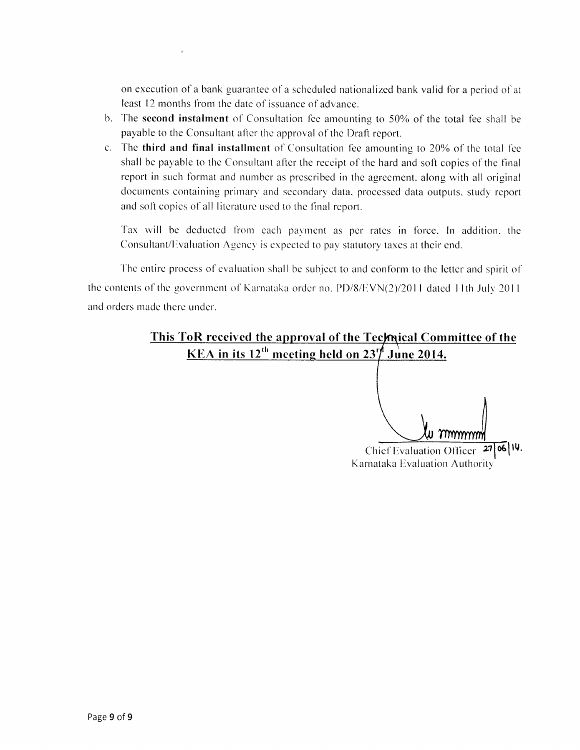on execution of a bank guarantee of a scheduled nationalized bank valid for a period of at least 12 months from the date of issuance of advance.

b. The **second instalment** of Consultation fee amounting to 50% of the total fee shall be payable to the Consultant after the approval of the Draft report.

c. The **third and final installment** of Consultation fee amounting to 20% of the total fee shall be payable to the Consultant after the receipt of the hard and soft copies of the final report in such format and number as prescribed in the agreement, along with all original documents containing primary and secondary data, processed data outputs, study report and soft copies of all literature used to the final report.

Tax will be deducted from each payment as per rates in force. In addition, the Consultant/Evaluation Agency is expected to pay statutory taxes at their end.

The entire process of evaluation shall be subject to and conform to the letter and spirit of the contents of the government of Karnataka order no. PD/8/EVN(2)/2011 dated 11th July 2011 and orders made there under.

**<u>This ToR received the approval of the Technical Committee of the KEA in its 12th meeting held on 23rd June 2014.</u>**

Chief Evaluation Officer 27|06|14.
Karnataka Evaluation Authority